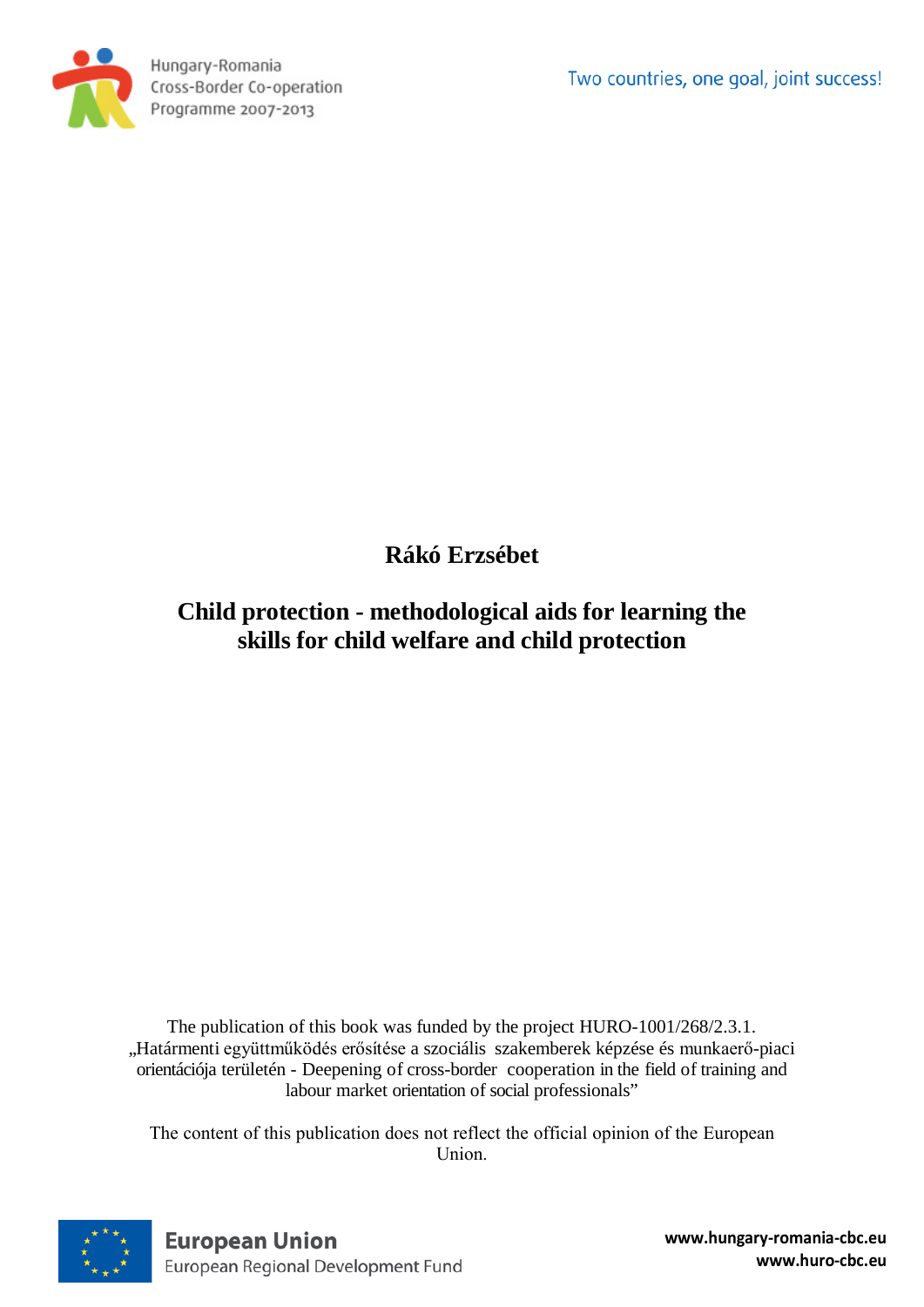Hungary-Romania Cross-Border Co-operation Programme 2007-2013

Two countries, one goal, joint success!

**Rákó Erzsébet**

# Child protection - methodological aids for learning the skills for child welfare and child protection

The publication of this book was funded by the project HURO-1001/268/2.3.1. „Határmenti együttműködés erősítése a szociális szakemberek képzése és munkaerő-piaci orientációja területén - Deepening of cross-border cooperation in the field of training and labour market orientation of social professionals"

The content of this publication does not reflect the official opinion of the European Union.

European Union
European Regional Development Fund

www.hungary-romania-cbc.eu
www.huro-cbc.eu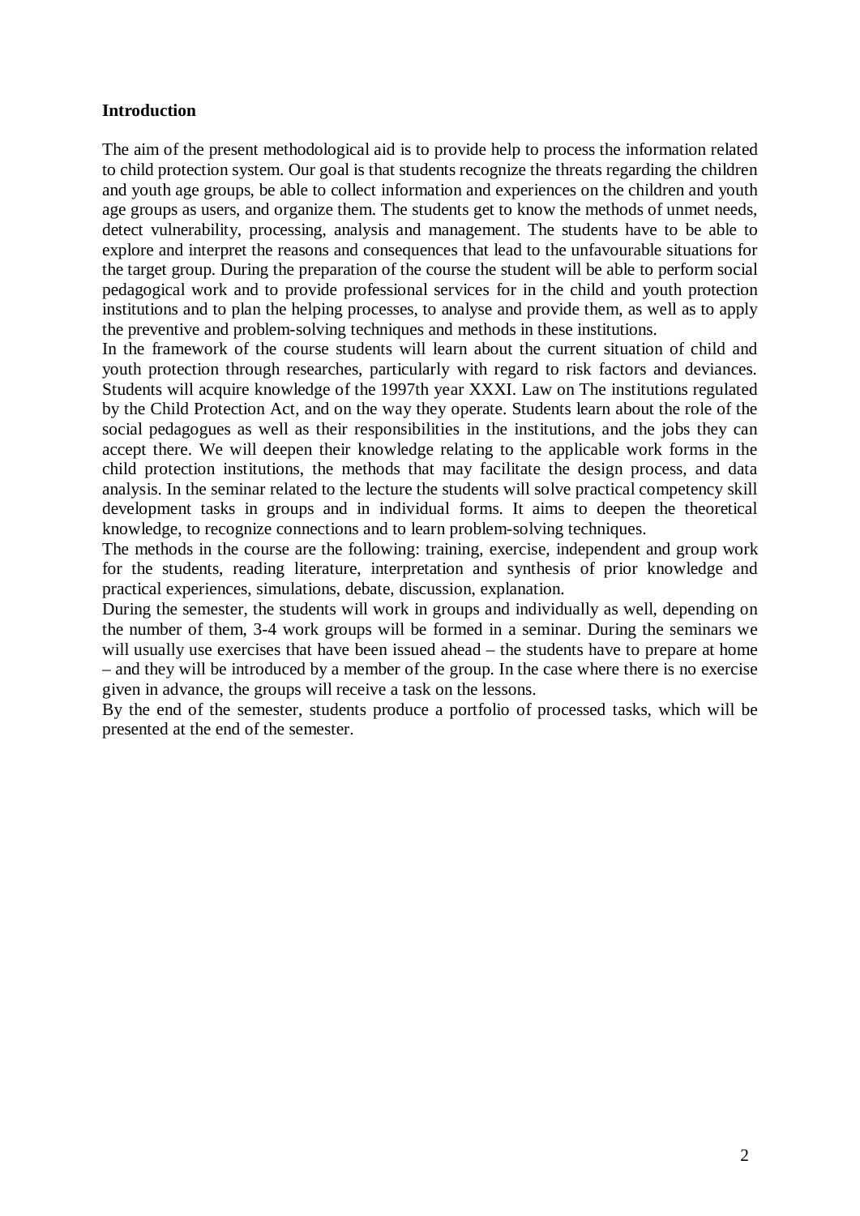**Introduction**

The aim of the present methodological aid is to provide help to process the information related to child protection system. Our goal is that students recognize the threats regarding the children and youth age groups, be able to collect information and experiences on the children and youth age groups as users, and organize them. The students get to know the methods of unmet needs, detect vulnerability, processing, analysis and management. The students have to be able to explore and interpret the reasons and consequences that lead to the unfavourable situations for the target group. During the preparation of the course the student will be able to perform social pedagogical work and to provide professional services for in the child and youth protection institutions and to plan the helping processes, to analyse and provide them, as well as to apply the preventive and problem-solving techniques and methods in these institutions.

In the framework of the course students will learn about the current situation of child and youth protection through researches, particularly with regard to risk factors and deviances. Students will acquire knowledge of the 1997th year XXXI. Law on The institutions regulated by the Child Protection Act, and on the way they operate. Students learn about the role of the social pedagogues as well as their responsibilities in the institutions, and the jobs they can accept there. We will deepen their knowledge relating to the applicable work forms in the child protection institutions, the methods that may facilitate the design process, and data analysis. In the seminar related to the lecture the students will solve practical competency skill development tasks in groups and in individual forms. It aims to deepen the theoretical knowledge, to recognize connections and to learn problem-solving techniques.

The methods in the course are the following: training, exercise, independent and group work for the students, reading literature, interpretation and synthesis of prior knowledge and practical experiences, simulations, debate, discussion, explanation.

During the semester, the students will work in groups and individually as well, depending on the number of them, 3-4 work groups will be formed in a seminar. During the seminars we will usually use exercises that have been issued ahead – the students have to prepare at home – and they will be introduced by a member of the group. In the case where there is no exercise given in advance, the groups will receive a task on the lessons.

By the end of the semester, students produce a portfolio of processed tasks, which will be presented at the end of the semester.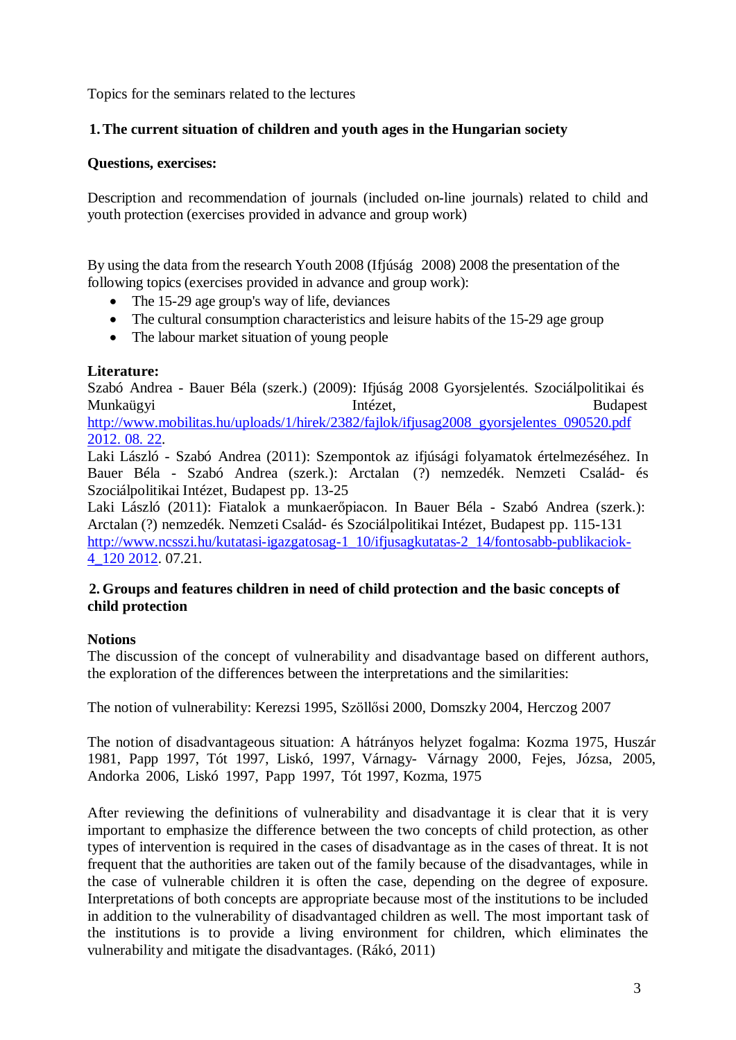Topics for the seminars related to the lectures

## 1. The current situation of children and youth ages in the Hungarian society

**Questions, exercises:**

Description and recommendation of journals (included on-line journals) related to child and youth protection (exercises provided in advance and group work)

By using the data from the research Youth 2008 (Ifjúság 2008) 2008 the presentation of the following topics (exercises provided in advance and group work):

- The 15-29 age group's way of life, deviances
- The cultural consumption characteristics and leisure habits of the 15-29 age group
- The labour market situation of young people

**Literature:**

Szabó Andrea - Bauer Béla (szerk.) (2009): Ifjúság 2008 Gyorsjelentés. Szociálpolitikai és Munkaügyi Intézet, Budapest http://www.mobilitas.hu/uploads/1/hirek/2382/fajlok/ifjusag2008_gyorsjelentes_090520.pdf 2012. 08. 22.

Laki László - Szabó Andrea (2011): Szempontok az ifjúsági folyamatok értelmezéséhez. In Bauer Béla - Szabó Andrea (szerk.): Arctalan (?) nemzedék. Nemzeti Család- és Szociálpolitikai Intézet, Budapest pp. 13-25

Laki László (2011): Fiatalok a munkaerőpiacon. In Bauer Béla - Szabó Andrea (szerk.): Arctalan (?) nemzedék. Nemzeti Család- és Szociálpolitikai Intézet, Budapest pp. 115-131 http://www.ncsszi.hu/kutatasi-igazgatosag-1_10/ifjusagkutatas-2_14/fontosabb-publikaciok-4_120 2012. 07.21.

## 2. Groups and features children in need of child protection and the basic concepts of child protection

**Notions**

The discussion of the concept of vulnerability and disadvantage based on different authors, the exploration of the differences between the interpretations and the similarities:

The notion of vulnerability: Kerezsi 1995, Szöllősi 2000, Domszky 2004, Herczog 2007

The notion of disadvantageous situation: A hátrányos helyzet fogalma: Kozma 1975, Huszár 1981, Papp 1997, Tót 1997, Liskó, 1997, Várnagy- Várnagy 2000, Fejes, Józsa, 2005, Andorka 2006, Liskó 1997, Papp 1997, Tót 1997, Kozma, 1975

After reviewing the definitions of vulnerability and disadvantage it is clear that it is very important to emphasize the difference between the two concepts of child protection, as other types of intervention is required in the cases of disadvantage as in the cases of threat. It is not frequent that the authorities are taken out of the family because of the disadvantages, while in the case of vulnerable children it is often the case, depending on the degree of exposure. Interpretations of both concepts are appropriate because most of the institutions to be included in addition to the vulnerability of disadvantaged children as well. The most important task of the institutions is to provide a living environment for children, which eliminates the vulnerability and mitigate the disadvantages. (Rákó, 2011)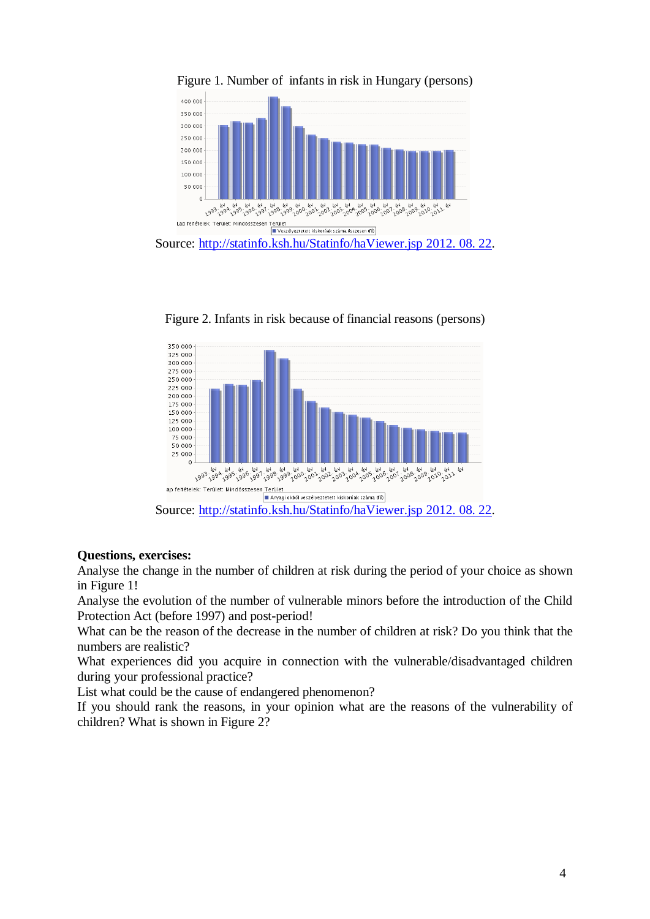Figure 1. Number of infants in risk in Hungary (persons)

Source: http://statinfo.ksh.hu/Statinfo/haViewer.jsp 2012. 08. 22.

Figure 2. Infants in risk because of financial reasons (persons)

Source: http://statinfo.ksh.hu/Statinfo/haViewer.jsp 2012. 08. 22.

**Questions, exercises:**

Analyse the change in the number of children at risk during the period of your choice as shown in Figure 1!

Analyse the evolution of the number of vulnerable minors before the introduction of the Child Protection Act (before 1997) and post-period!

What can be the reason of the decrease in the number of children at risk? Do you think that the numbers are realistic?

What experiences did you acquire in connection with the vulnerable/disadvantaged children during your professional practice?

List what could be the cause of endangered phenomenon?

If you should rank the reasons, in your opinion what are the reasons of the vulnerability of children? What is shown in Figure 2?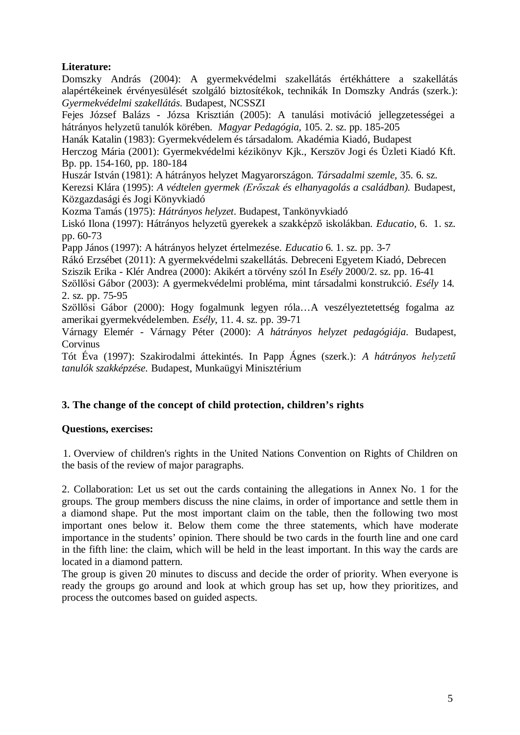**Literature:**

Domszky András (2004): A gyermekvédelmi szakellátás értékháttere a szakellátás alapértékeinek érvényesülését szolgáló biztosítékok, technikák In Domszky András (szerk.): *Gyermekvédelmi szakellátás.* Budapest, NCSSZI

Fejes József Balázs - Józsa Krisztián (2005): A tanulási motiváció jellegzetességei a hátrányos helyzetű tanulók körében. *Magyar Pedagógia,* 105. 2. sz. pp. 185-205

Hanák Katalin (1983): Gyermekvédelem és társadalom. Akadémia Kiadó, Budapest

Herczog Mária (2001): Gyermekvédelmi kézikönyv Kjk., Kerszöv Jogi és Üzleti Kiadó Kft. Bp. pp. 154-160, pp. 180-184

Huszár István (1981): A hátrányos helyzet Magyarországon. *Társadalmi szemle,* 35. 6. sz.

Kerezsi Klára (1995): *A védtelen gyermek (Erőszak és elhanyagolás a családban).* Budapest, Közgazdasági és Jogi Könyvkiadó

Kozma Tamás (1975): *Hátrányos helyzet*. Budapest, Tankönyvkiadó

Liskó Ilona (1997): Hátrányos helyzetű gyerekek a szakképző iskolákban. *Educatio,* 6. 1. sz. pp. 60-73

Papp János (1997): A hátrányos helyzet értelmezése. *Educatio* 6. 1. sz. pp. 3-7

Rákó Erzsébet (2011): A gyermekvédelmi szakellátás. Debreceni Egyetem Kiadó, Debrecen

Sziszik Erika - Klér Andrea (2000): Akikért a törvény szól In *Esély* 2000/2. sz. pp. 16-41

Szöllősi Gábor (2003): A gyermekvédelmi probléma, mint társadalmi konstrukció. *Esély* 14. 2. sz. pp. 75-95

Szöllősi Gábor (2000): Hogy fogalmunk legyen róla…A veszélyeztetettség fogalma az amerikai gyermekvédelemben. *Esély,* 11. 4. sz. pp. 39-71

Várnagy Elemér - Várnagy Péter (2000): *A hátrányos helyzet pedagógiája*. Budapest, Corvinus

Tót Éva (1997): Szakirodalmi áttekintés. In Papp Ágnes (szerk.): *A hátrányos helyzetű tanulók szakképzése.* Budapest, Munkaügyi Minisztérium

## 3. The change of the concept of child protection, children's rights

**Questions, exercises:**

1. Overview of children's rights in the United Nations Convention on Rights of Children on the basis of the review of major paragraphs.

2. Collaboration: Let us set out the cards containing the allegations in Annex No. 1 for the groups. The group members discuss the nine claims, in order of importance and settle them in a diamond shape. Put the most important claim on the table, then the following two most important ones below it. Below them come the three statements, which have moderate importance in the students' opinion. There should be two cards in the fourth line and one card in the fifth line: the claim, which will be held in the least important. In this way the cards are located in a diamond pattern.

The group is given 20 minutes to discuss and decide the order of priority. When everyone is ready the groups go around and look at which group has set up, how they prioritizes, and process the outcomes based on guided aspects.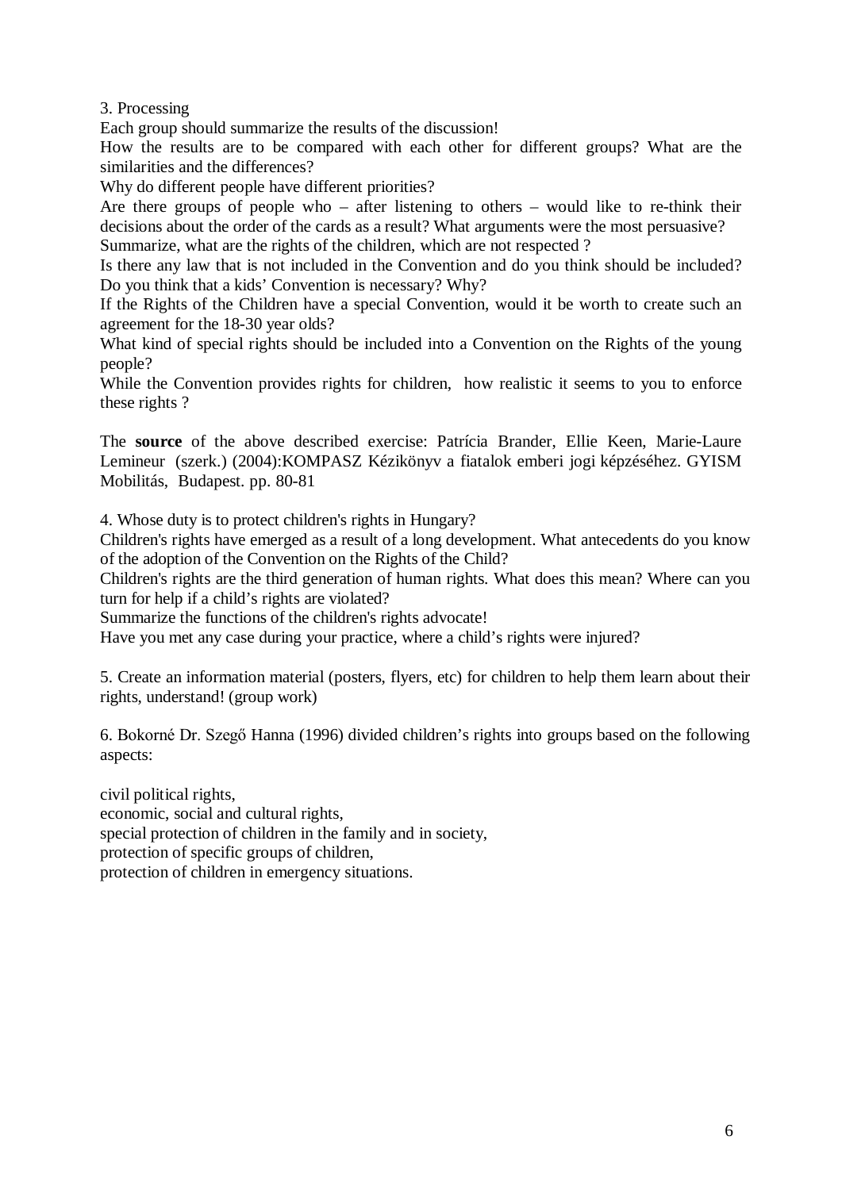3. Processing

Each group should summarize the results of the discussion!

How the results are to be compared with each other for different groups? What are the similarities and the differences?

Why do different people have different priorities?

Are there groups of people who – after listening to others – would like to re-think their decisions about the order of the cards as a result? What arguments were the most persuasive?

Summarize, what are the rights of the children, which are not respected ?

Is there any law that is not included in the Convention and do you think should be included?

Do you think that a kids' Convention is necessary? Why?

If the Rights of the Children have a special Convention, would it be worth to create such an agreement for the 18-30 year olds?

What kind of special rights should be included into a Convention on the Rights of the young people?

While the Convention provides rights for children, how realistic it seems to you to enforce these rights ?

The **source** of the above described exercise: Patrícia Brander, Ellie Keen, Marie-Laure Lemineur (szerk.) (2004):KOMPASZ Kézikönyv a fiatalok emberi jogi képzéséhez. GYISM Mobilitás, Budapest. pp. 80-81

4. Whose duty is to protect children's rights in Hungary?

Children's rights have emerged as a result of a long development. What antecedents do you know of the adoption of the Convention on the Rights of the Child?

Children's rights are the third generation of human rights. What does this mean? Where can you turn for help if a child's rights are violated?

Summarize the functions of the children's rights advocate!

Have you met any case during your practice, where a child's rights were injured?

5. Create an information material (posters, flyers, etc) for children to help them learn about their rights, understand! (group work)

6. Bokorné Dr. Szegő Hanna (1996) divided children's rights into groups based on the following aspects:

civil political rights,
economic, social and cultural rights,
special protection of children in the family and in society,
protection of specific groups of children,
protection of children in emergency situations.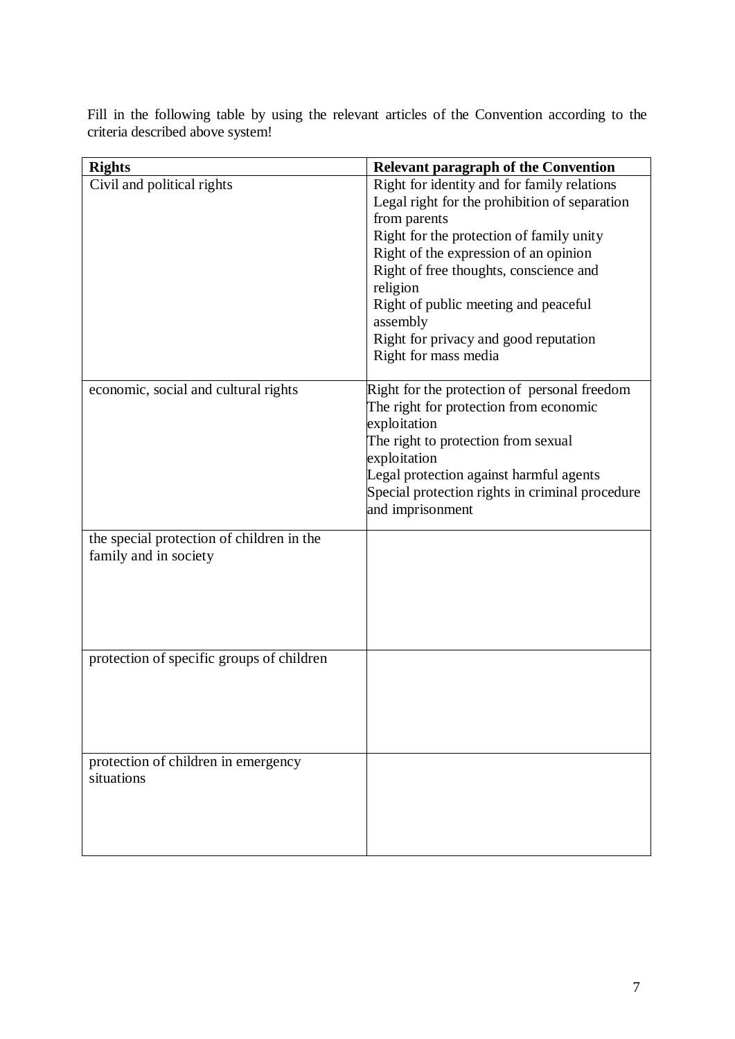Fill in the following table by using the relevant articles of the Convention according to the criteria described above system!

| Rights | Relevant paragraph of the Convention |
|---|---|
| Civil and political rights | Right for identity and for family relations<br>Legal right for the prohibition of separation from parents<br>Right for the protection of family unity<br>Right of the expression of an opinion<br>Right of free thoughts, conscience and religion<br>Right of public meeting and peaceful assembly<br>Right for privacy and good reputation<br>Right for mass media |
| economic, social and cultural rights | Right for the protection of personal freedom<br>The right for protection from economic exploitation<br>The right to protection from sexual exploitation<br>Legal protection against harmful agents<br>Special protection rights in criminal procedure and imprisonment |
| the special protection of children in the family and in society | |
| protection of specific groups of children | |
| protection of children in emergency situations | |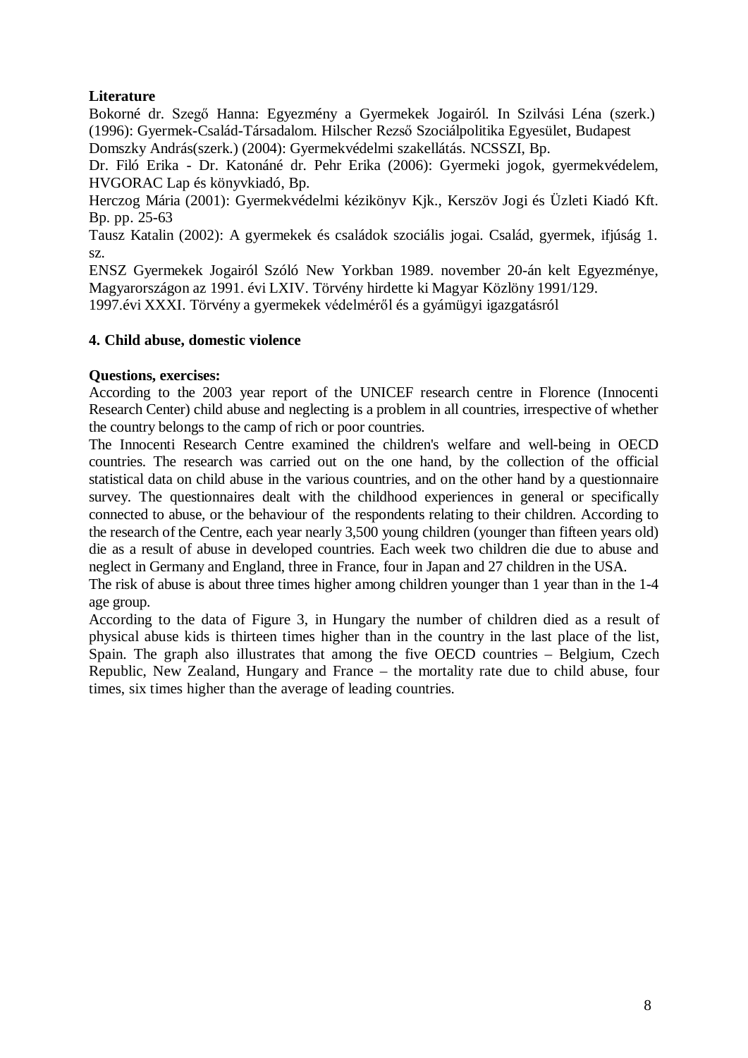**Literature**

Bokorné dr. Szegő Hanna: Egyezmény a Gyermekek Jogairól. In Szilvási Léna (szerk.) (1996): Gyermek-Család-Társadalom. Hilscher Rezső Szociálpolitika Egyesület, Budapest

Domszky András(szerk.) (2004): Gyermekvédelmi szakellátás. NCSSZI, Bp.

Dr. Filó Erika - Dr. Katonáné dr. Pehr Erika (2006): Gyermeki jogok, gyermekvédelem, HVGORAC Lap és könyvkiadó, Bp.

Herczog Mária (2001): Gyermekvédelmi kézikönyv Kjk., Kerszöv Jogi és Üzleti Kiadó Kft. Bp. pp. 25-63

Tausz Katalin (2002): A gyermekek és családok szociális jogai. Család, gyermek, ifjúság 1. sz.

ENSZ Gyermekek Jogairól Szóló New Yorkban 1989. november 20-án kelt Egyezménye, Magyarországon az 1991. évi LXIV. Törvény hirdette ki Magyar Közlöny 1991/129.

1997.évi XXXI. Törvény a gyermekek védelméről és a gyámügyi igazgatásról

## 4. Child abuse, domestic violence

**Questions, exercises:**

According to the 2003 year report of the UNICEF research centre in Florence (Innocenti Research Center) child abuse and neglecting is a problem in all countries, irrespective of whether the country belongs to the camp of rich or poor countries.

The Innocenti Research Centre examined the children's welfare and well-being in OECD countries. The research was carried out on the one hand, by the collection of the official statistical data on child abuse in the various countries, and on the other hand by a questionnaire survey. The questionnaires dealt with the childhood experiences in general or specifically connected to abuse, or the behaviour of the respondents relating to their children. According to the research of the Centre, each year nearly 3,500 young children (younger than fifteen years old) die as a result of abuse in developed countries. Each week two children die due to abuse and neglect in Germany and England, three in France, four in Japan and 27 children in the USA.

The risk of abuse is about three times higher among children younger than 1 year than in the 1-4 age group.

According to the data of Figure 3, in Hungary the number of children died as a result of physical abuse kids is thirteen times higher than in the country in the last place of the list, Spain. The graph also illustrates that among the five OECD countries – Belgium, Czech Republic, New Zealand, Hungary and France – the mortality rate due to child abuse, four times, six times higher than the average of leading countries.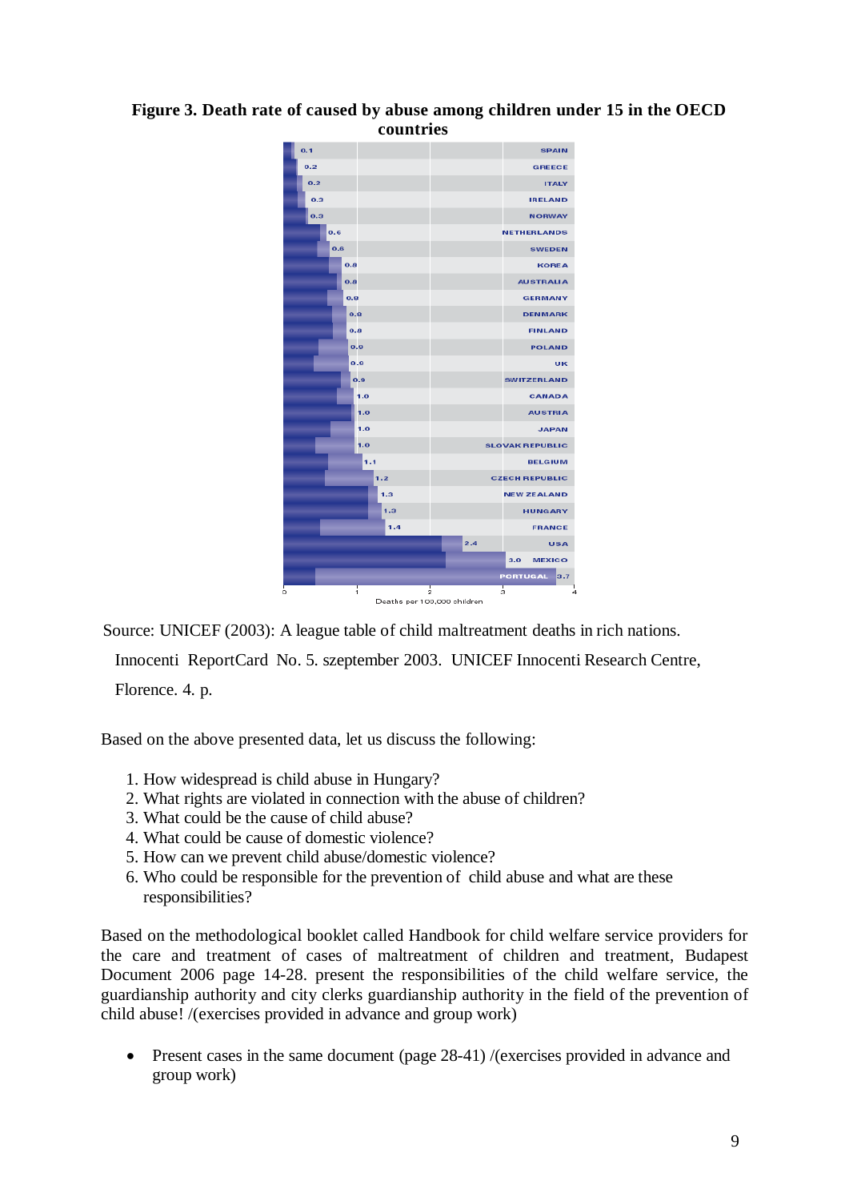**Figure 3. Death rate of caused by abuse among children under 15 in the OECD countries**

| Country | Deaths per 100,000 children |
|---|---|
| SPAIN | 0.1 |
| GREECE | 0.2 |
| ITALY | 0.2 |
| IRELAND | 0.3 |
| NORWAY | 0.3 |
| NETHERLANDS | 0.6 |
| SWEDEN | 0.6 |
| KOREA | 0.8 |
| AUSTRALIA | 0.8 |
| GERMANY | 0.8 |
| DENMARK | 0.8 |
| FINLAND | 0.8 |
| POLAND | 0.9 |
| UK | 0.9 |
| SWITZERLAND | 0.9 |
| CANADA | 1.0 |
| AUSTRIA | 1.0 |
| JAPAN | 1.0 |
| SLOVAK REPUBLIC | 1.0 |
| BELGIUM | 1.1 |
| CZECH REPUBLIC | 1.2 |
| NEW ZEALAND | 1.3 |
| HUNGARY | 1.3 |
| FRANCE | 1.4 |
| USA | 2.4 |
| MEXICO | 3.0 |
| PORTUGAL | 3.7 |

Source: UNICEF (2003): A league table of child maltreatment deaths in rich nations. Innocenti ReportCard No. 5. szeptember 2003. UNICEF Innocenti Research Centre, Florence. 4. p.

Based on the above presented data, let us discuss the following:

1. How widespread is child abuse in Hungary?
2. What rights are violated in connection with the abuse of children?
3. What could be the cause of child abuse?
4. What could be cause of domestic violence?
5. How can we prevent child abuse/domestic violence?
6. Who could be responsible for the prevention of child abuse and what are these responsibilities?

Based on the methodological booklet called Handbook for child welfare service providers for the care and treatment of cases of maltreatment of children and treatment, Budapest Document 2006 page 14-28. present the responsibilities of the child welfare service, the guardianship authority and city clerks guardianship authority in the field of the prevention of child abuse! /(exercises provided in advance and group work)

- Present cases in the same document (page 28-41) /(exercises provided in advance and group work)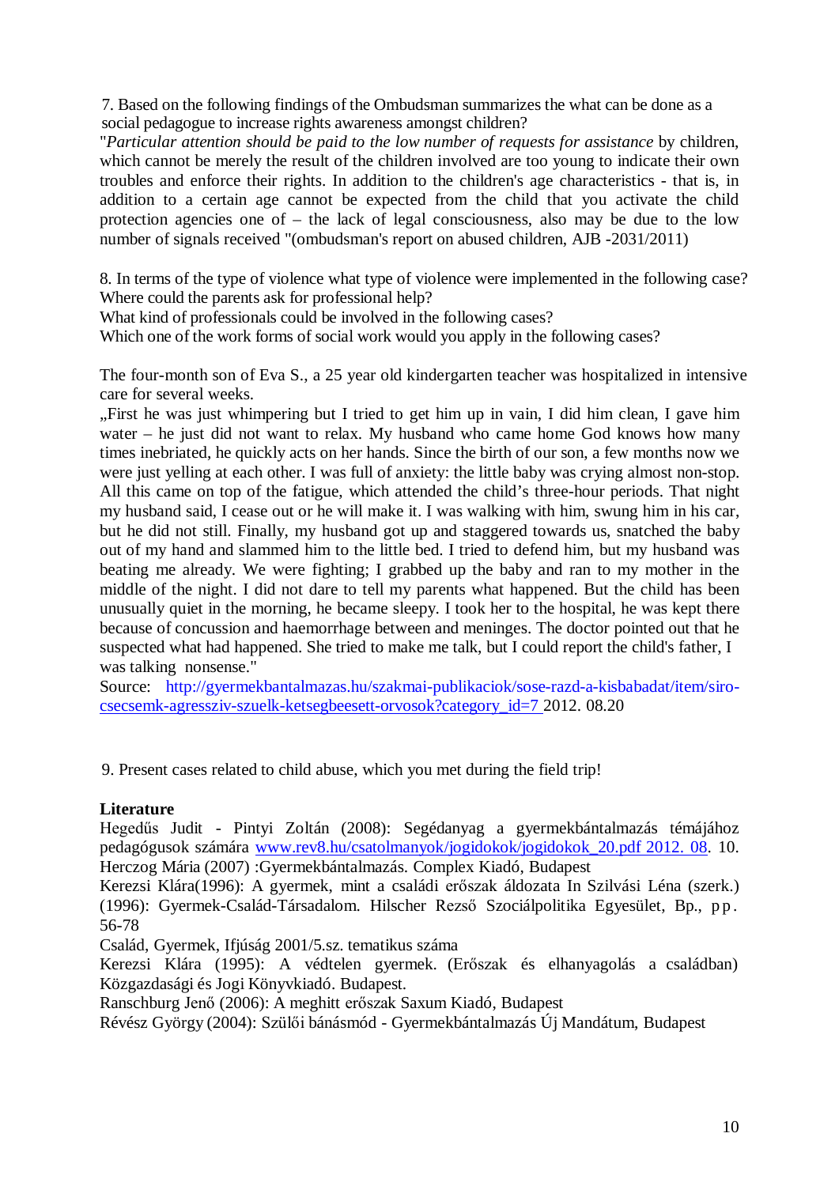7. Based on the following findings of the Ombudsman summarizes the what can be done as a social pedagogue to increase rights awareness amongst children?

"*Particular attention should be paid to the low number of requests for assistance* by children, which cannot be merely the result of the children involved are too young to indicate their own troubles and enforce their rights. In addition to the children's age characteristics - that is, in addition to a certain age cannot be expected from the child that you activate the child protection agencies one of – the lack of legal consciousness, also may be due to the low number of signals received "(ombudsman's report on abused children, AJB -2031/2011)

8. In terms of the type of violence what type of violence were implemented in the following case? Where could the parents ask for professional help?
What kind of professionals could be involved in the following cases?
Which one of the work forms of social work would you apply in the following cases?

The four-month son of Eva S., a 25 year old kindergarten teacher was hospitalized in intensive care for several weeks.

„First he was just whimpering but I tried to get him up in vain, I did him clean, I gave him water – he just did not want to relax. My husband who came home God knows how many times inebriated, he quickly acts on her hands. Since the birth of our son, a few months now we were just yelling at each other. I was full of anxiety: the little baby was crying almost non-stop. All this came on top of the fatigue, which attended the child's three-hour periods. That night my husband said, I cease out or he will make it. I was walking with him, swung him in his car, but he did not still. Finally, my husband got up and staggered towards us, snatched the baby out of my hand and slammed him to the little bed. I tried to defend him, but my husband was beating me already. We were fighting; I grabbed up the baby and ran to my mother in the middle of the night. I did not dare to tell my parents what happened. But the child has been unusually quiet in the morning, he became sleepy. I took her to the hospital, he was kept there because of concussion and haemorrhage between and meninges. The doctor pointed out that he suspected what had happened. She tried to make me talk, but I could report the child's father, I was talking nonsense."

Source: http://gyermekbantalmazas.hu/szakmai-publikaciok/sose-razd-a-kisbabadat/item/siro-csecsemk-agresszív-szuelk-ketsegbeesett-orvosok?category_id=7 2012. 08.20

9. Present cases related to child abuse, which you met during the field trip!

**Literature**

Hegedűs Judit - Pintyi Zoltán (2008): Segédanyag a gyermekbántalmazás témájához pedagógusok számára www.rev8.hu/csatolmanyok/jogidokok/jogidokok_20.pdf 2012. 08. 10.

Herczog Mária (2007) :Gyermekbántalmazás. Complex Kiadó, Budapest

Kerezsi Klára(1996): A gyermek, mint a családi erőszak áldozata In Szilvási Léna (szerk.) (1996): Gyermek-Család-Társadalom. Hilscher Rezső Szociálpolitika Egyesület, Bp., pp. 56-78

Család, Gyermek, Ifjúság 2001/5.sz. tematikus száma

Kerezsi Klára (1995): A védtelen gyermek. (Erőszak és elhanyagolás a családban) Közgazdasági és Jogi Könyvkiadó. Budapest.

Ranschburg Jenő (2006): A meghitt erőszak Saxum Kiadó, Budapest

Révész György (2004): Szülői bánásmód - Gyermekbántalmazás Új Mandátum, Budapest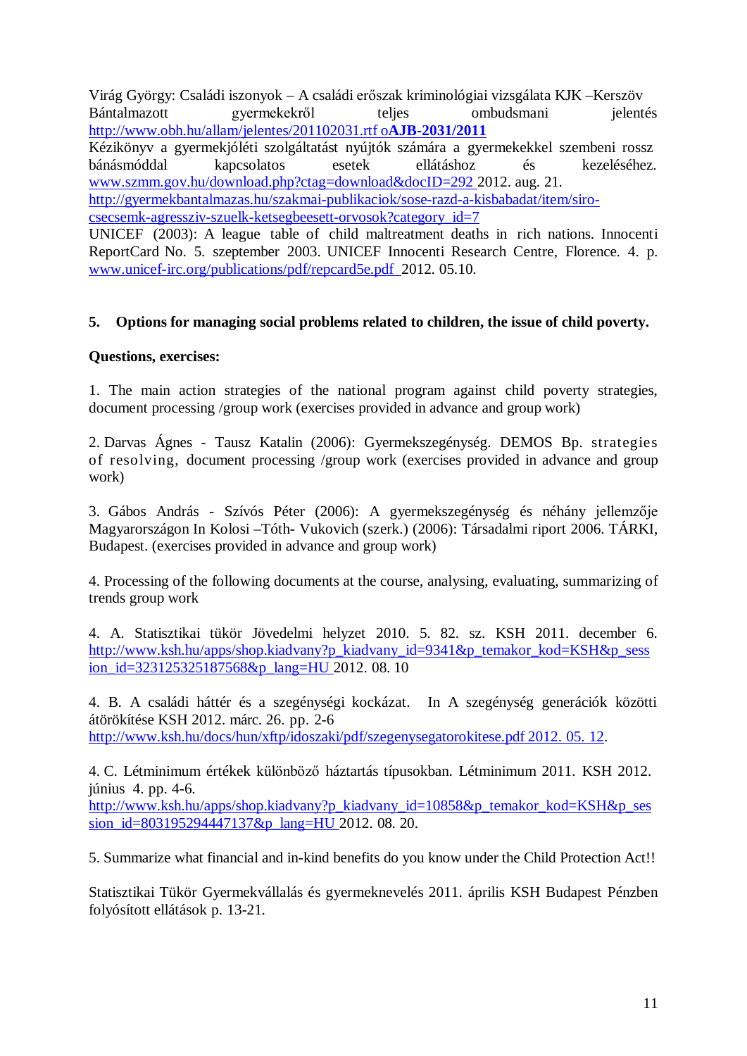Virág György: Családi iszonyok – A családi erőszak kriminológiai vizsgálata KJK –Kerszöv Bántalmazott gyermekekről teljes ombudsmani jelentés http://www.obh.hu/allam/jelentes/201102031.rtf o**AJB-2031/2011**

Kézikönyv a gyermekjóléti szolgáltatást nyújtók számára a gyermekekkel szembeni rossz bánásmóddal kapcsolatos esetek ellátáshoz és kezeléséhez. www.szmm.gov.hu/download.php?ctag=download&docID=292 2012. aug. 21.

http://gyermekbantalmazas.hu/szakmai-publikaciok/sose-razd-a-kisbabadat/item/siro-csecsemk-agresszaiv-szuelk-ketsegbeesett-orvosok?category_id=7

UNICEF (2003): A league table of child maltreatment deaths in rich nations. Innocenti ReportCard No. 5. szeptember 2003. UNICEF Innocenti Research Centre, Florence. 4. p. www.unicef-irc.org/publications/pdf/repcard5e.pdf 2012. 05.10.

## 5. Options for managing social problems related to children, the issue of child poverty.

**Questions, exercises:**

1. The main action strategies of the national program against child poverty strategies, document processing /group work (exercises provided in advance and group work)

2. Darvas Ágnes - Tausz Katalin (2006): Gyermekszegénység. DEMOS Bp. strategies of resolving, document processing /group work (exercises provided in advance and group work)

3. Gábos András - Szívós Péter (2006): A gyermekszegénység és néhány jellemzője Magyarországon In Kolosi –Tóth- Vukovich (szerk.) (2006): Társadalmi riport 2006. TÁRKI, Budapest. (exercises provided in advance and group work)

4. Processing of the following documents at the course, analysing, evaluating, summarizing of trends group work

4. A. Statisztikai tükör Jövedelmi helyzet 2010. 5. 82. sz. KSH 2011. december 6. http://www.ksh.hu/apps/shop.kiadvany?p_kiadvany_id=9341&p_temakor_kod=KSH&p_session_id=323125325187568&p_lang=HU 2012. 08. 10

4. B. A családi háttér és a szegénységi kockázat. In A szegénység generációk közötti átörökítése KSH 2012. márc. 26. pp. 2-6 http://www.ksh.hu/docs/hun/xftp/idoszaki/pdf/szegenysegatorokitese.pdf 2012. 05. 12.

4. C. Létminimum értékek különböző háztartás típusokban. Létminimum 2011. KSH 2012. június 4. pp. 4-6. http://www.ksh.hu/apps/shop.kiadvany?p_kiadvany_id=10858&p_temakor_kod=KSH&p_session_id=803195294447137&p_lang=HU 2012. 08. 20.

5. Summarize what financial and in-kind benefits do you know under the Child Protection Act!!

Statisztikai Tükör Gyermekvállalás és gyermeknevelés 2011. április KSH Budapest Pénzben folyósított ellátások p. 13-21.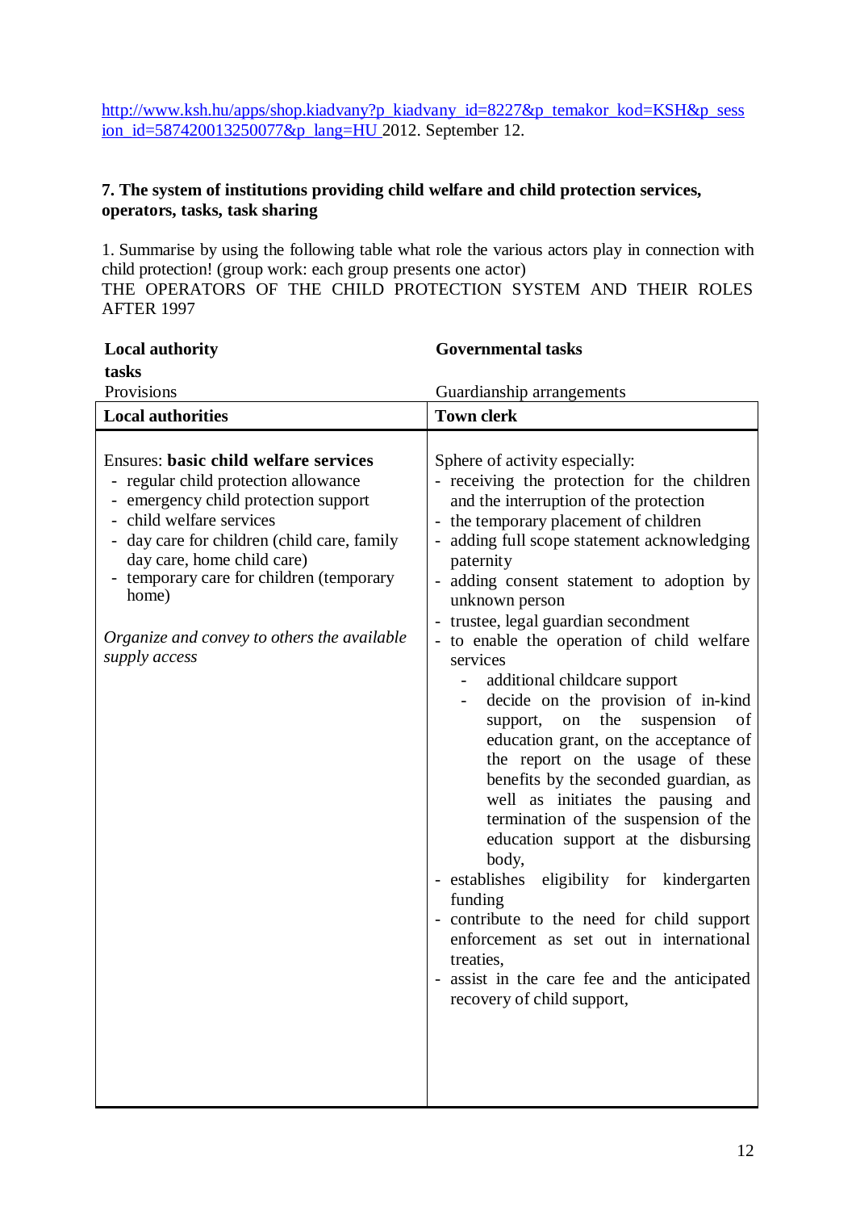http://www.ksh.hu/apps/shop.kiadvany?p_kiadvany_id=8227&p_temakor_kod=KSH&p_session_id=587420013250077&p_lang=HU 2012. September 12.

**7. The system of institutions providing child welfare and child protection services, operators, tasks, task sharing**

1. Summarise by using the following table what role the various actors play in connection with child protection! (group work: each group presents one actor)

THE OPERATORS OF THE CHILD PROTECTION SYSTEM AND THEIR ROLES AFTER 1997

| **Local authority tasks**<br>Provisions | **Governmental tasks**<br>Guardianship arrangements |
|---|---|
| **Local authorities** | **Town clerk** |
| Ensures: **basic child welfare services**<br>- regular child protection allowance<br>- emergency child protection support<br>- child welfare services<br>- day care for children (child care, family day care, home child care)<br>- temporary care for children (temporary home)<br><br>*Organize and convey to others the available supply access* | Sphere of activity especially:<br>- receiving the protection for the children and the interruption of the protection<br>- the temporary placement of children<br>- adding full scope statement acknowledging paternity<br>- adding consent statement to adoption by unknown person<br>- trustee, legal guardian secondment<br>- to enable the operation of child welfare services<br>&nbsp;&nbsp;&nbsp;&nbsp;- additional childcare support<br>&nbsp;&nbsp;&nbsp;&nbsp;- decide on the provision of in-kind support, on the suspension of education grant, on the acceptance of the report on the usage of these benefits by the seconded guardian, as well as initiates the pausing and termination of the suspension of the education support at the disbursing body,<br>- establishes eligibility for kindergarten funding<br>- contribute to the need for child support enforcement as set out in international treaties,<br>- assist in the care fee and the anticipated recovery of child support, |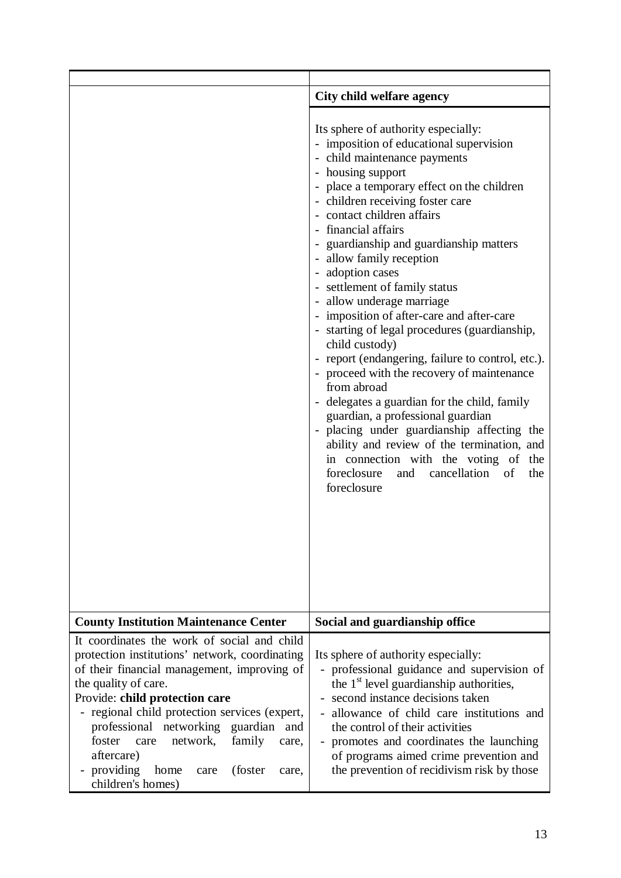| | |
|---|---|
| | **City child welfare agency** |
| | Its sphere of authority especially:<br>- imposition of educational supervision<br>- child maintenance payments<br>- housing support<br>- place a temporary effect on the children<br>- children receiving foster care<br>- contact children affairs<br>- financial affairs<br>- guardianship and guardianship matters<br>- allow family reception<br>- adoption cases<br>- settlement of family status<br>- allow underage marriage<br>- imposition of after-care and after-care<br>- starting of legal procedures (guardianship, child custody)<br>- report (endangering, failure to control, etc.).<br>- proceed with the recovery of maintenance from abroad<br>- delegates a guardian for the child, family guardian, a professional guardian<br>- placing under guardianship affecting the ability and review of the termination, and in connection with the voting of the foreclosure and cancellation of the foreclosure |
| **County Institution Maintenance Center** | **Social and guardianship office** |
| It coordinates the work of social and child protection institutions' network, coordinating of their financial management, improving of the quality of care.<br>Provide: **child protection care**<br>- regional child protection services (expert, professional networking guardian and foster care network, family care, aftercare)<br>- providing home care (foster care, children's homes) | Its sphere of authority especially:<br>- professional guidance and supervision of the 1st level guardianship authorities,<br>- second instance decisions taken<br>- allowance of child care institutions and the control of their activities<br>- promotes and coordinates the launching of programs aimed crime prevention and the prevention of recidivism risk by those |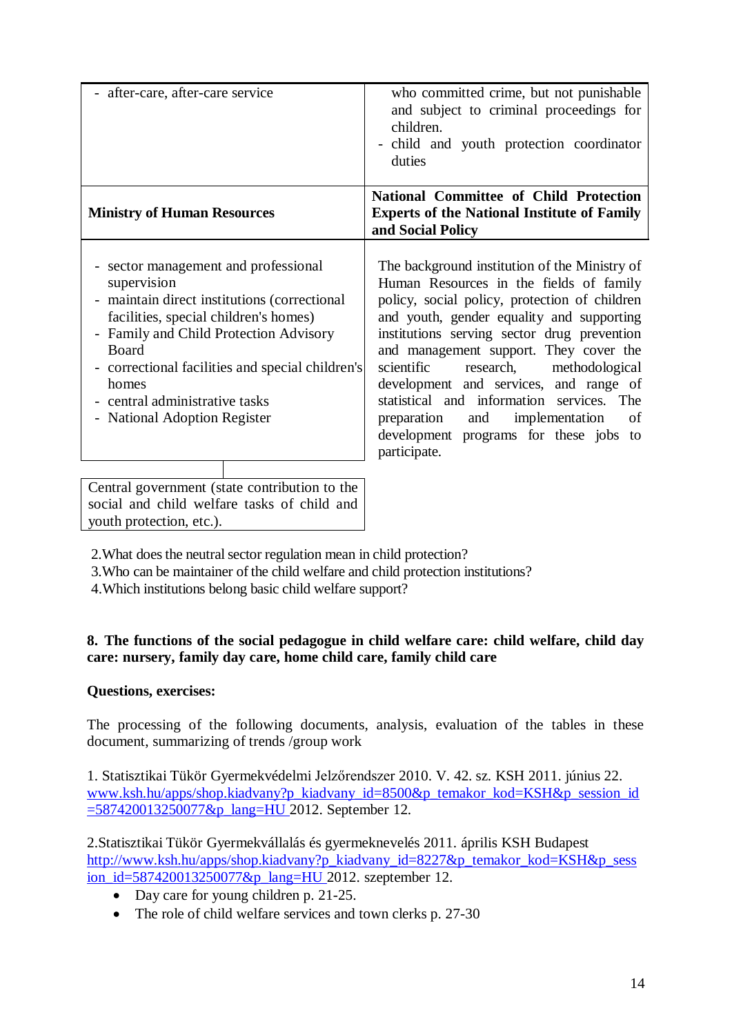| - after-care, after-care service | who committed crime, but not punishable and subject to criminal proceedings for children.<br>- child and youth protection coordinator duties |
|---|---|
| **Ministry of Human Resources** | **National Committee of Child Protection Experts of the National Institute of Family and Social Policy** |
| - sector management and professional supervision<br>- maintain direct institutions (correctional facilities, special children's homes)<br>- Family and Child Protection Advisory Board<br>- correctional facilities and special children's homes<br>- central administrative tasks<br>- National Adoption Register | The background institution of the Ministry of Human Resources in the fields of family policy, social policy, protection of children and youth, gender equality and supporting institutions serving sector drug prevention and management support. They cover the scientific research, methodological development and services, and range of statistical and information services. The preparation and implementation of development programs for these jobs to participate. |

| Central government (state contribution to the social and child welfare tasks of child and youth protection, etc.). |
|---|

2. What does the neutral sector regulation mean in child protection?
3. Who can be maintainer of the child welfare and child protection institutions?
4. Which institutions belong basic child welfare support?

### 8. The functions of the social pedagogue in child welfare care: child welfare, child day care: nursery, family day care, home child care, family child care

**Questions, exercises:**

The processing of the following documents, analysis, evaluation of the tables in these document, summarizing of trends /group work

1. Statisztikai Tükör Gyermekvédelmi Jelzőrendszer 2010. V. 42. sz. KSH 2011. június 22. www.ksh.hu/apps/shop.kiadvany?p_kiadvany_id=8500&p_temakor_kod=KSH&p_session_id=587420013250077&p_lang=HU 2012. September 12.

2. Statisztikai Tükör Gyermekvállalás és gyermeknevelés 2011. április KSH Budapest http://www.ksh.hu/apps/shop.kiadvany?p_kiadvany_id=8227&p_temakor_kod=KSH&p_session_id=587420013250077&p_lang=HU 2012. szeptember 12.

- Day care for young children p. 21-25.
- The role of child welfare services and town clerks p. 27-30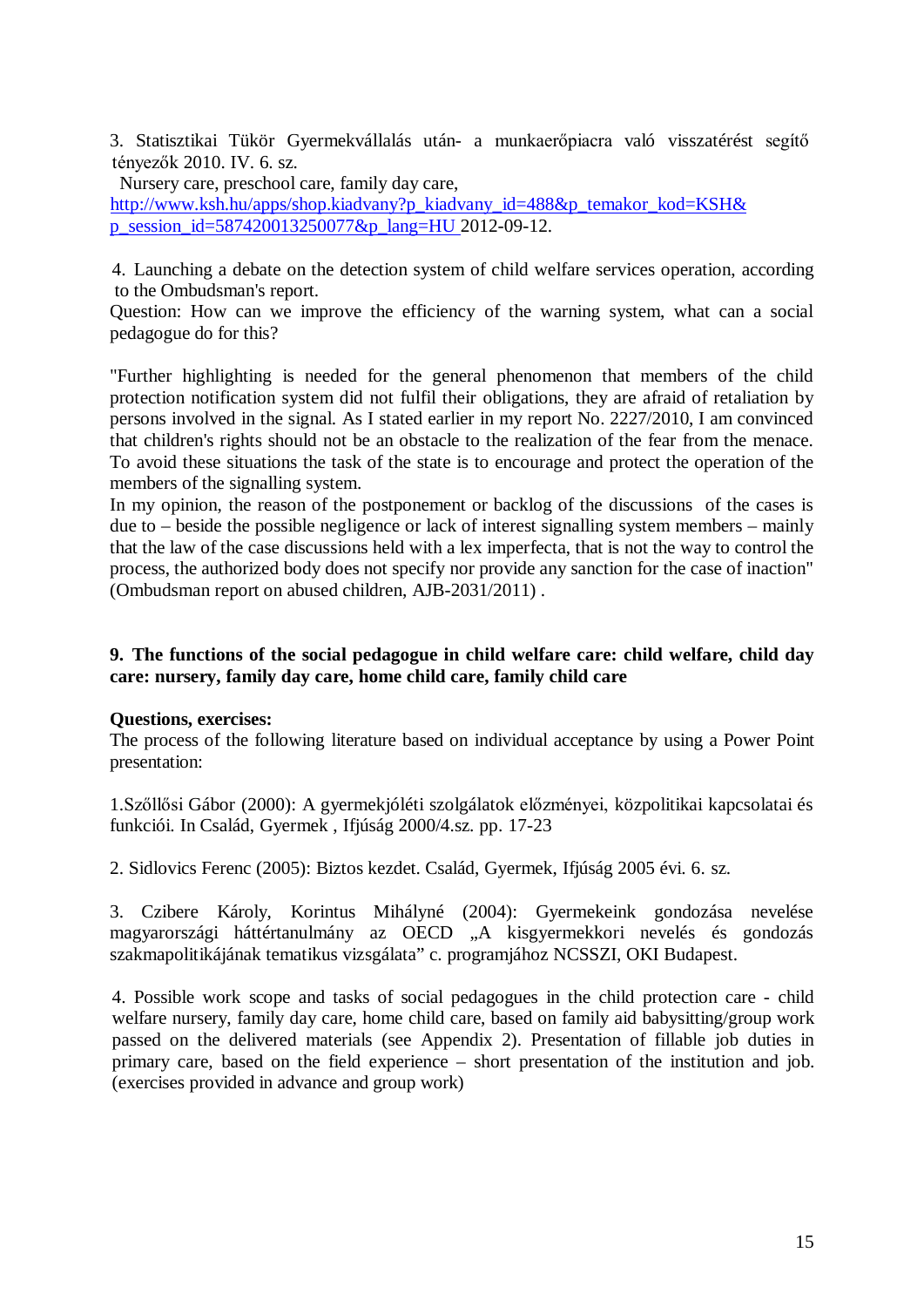3. Statisztikai Tükör Gyermekvállalás után- a munkaerőpiacra való visszatérést segítő tényezők 2010. IV. 6. sz.

Nursery care, preschool care, family day care,
http://www.ksh.hu/apps/shop.kiadvany?p_kiadvany_id=488&p_temakor_kod=KSH&p_session_id=587420013250077&p_lang=HU 2012-09-12.

4. Launching a debate on the detection system of child welfare services operation, according to the Ombudsman's report.
Question: How can we improve the efficiency of the warning system, what can a social pedagogue do for this?

"Further highlighting is needed for the general phenomenon that members of the child protection notification system did not fulfil their obligations, they are afraid of retaliation by persons involved in the signal. As I stated earlier in my report No. 2227/2010, I am convinced that children's rights should not be an obstacle to the realization of the fear from the menace. To avoid these situations the task of the state is to encourage and protect the operation of the members of the signalling system.
In my opinion, the reason of the postponement or backlog of the discussions of the cases is due to – beside the possible negligence or lack of interest signalling system members – mainly that the law of the case discussions held with a lex imperfecta, that is not the way to control the process, the authorized body does not specify nor provide any sanction for the case of inaction" (Ombudsman report on abused children, AJB-2031/2011) .

## 9. The functions of the social pedagogue in child welfare care: child welfare, child day care: nursery, family day care, home child care, family child care

**Questions, exercises:**
The process of the following literature based on individual acceptance by using a Power Point presentation:

1.Szőllősi Gábor (2000): A gyermekjóléti szolgálatok előzményei, közpolitikai kapcsolatai és funkciói. In Család, Gyermek , Ifjúság 2000/4.sz. pp. 17-23

2. Sidlovics Ferenc (2005): Biztos kezdet. Család, Gyermek, Ifjúság 2005 évi. 6. sz.

3. Czibere Károly, Korintus Mihályné (2004): Gyermekeink gondozása nevelése magyarországi háttértanulmány az OECD „A kisgyermekkori nevelés és gondozás szakmapolitikájának tematikus vizsgálata" c. programjához NCSSZI, OKI Budapest.

4. Possible work scope and tasks of social pedagogues in the child protection care - child welfare nursery, family day care, home child care, based on family aid babysitting/group work passed on the delivered materials (see Appendix 2). Presentation of fillable job duties in primary care, based on the field experience – short presentation of the institution and job. (exercises provided in advance and group work)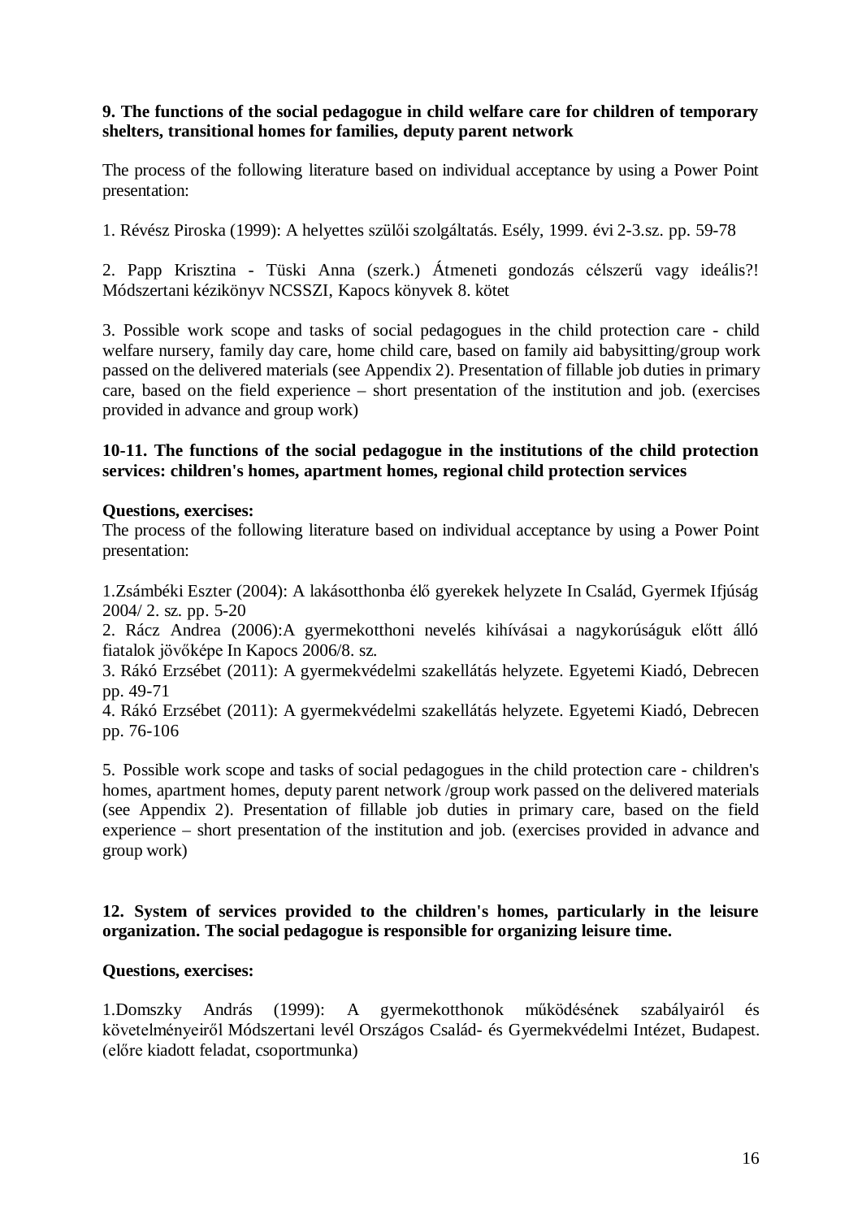**9. The functions of the social pedagogue in child welfare care for children of temporary shelters, transitional homes for families, deputy parent network**

The process of the following literature based on individual acceptance by using a Power Point presentation:

1. Révész Piroska (1999): A helyettes szülői szolgáltatás. Esély, 1999. évi 2-3.sz. pp. 59-78

2. Papp Krisztina - Tüski Anna (szerk.) Átmeneti gondozás célszerű vagy ideális?! Módszertani kézikönyv NCSSZI, Kapocs könyvek 8. kötet

3. Possible work scope and tasks of social pedagogues in the child protection care - child welfare nursery, family day care, home child care, based on family aid babysitting/group work passed on the delivered materials (see Appendix 2). Presentation of fillable job duties in primary care, based on the field experience – short presentation of the institution and job. (exercises provided in advance and group work)

**10-11. The functions of the social pedagogue in the institutions of the child protection services: children's homes, apartment homes, regional child protection services**

**Questions, exercises:**

The process of the following literature based on individual acceptance by using a Power Point presentation:

1.Zsámbéki Eszter (2004): A lakásotthonba élő gyerekek helyzete In Család, Gyermek Ifjúság 2004/ 2. sz. pp. 5-20
2. Rácz Andrea (2006):A gyermekotthoni nevelés kihívásai a nagykorúságuk előtt álló fiatalok jövőképe In Kapocs 2006/8. sz.
3. Rákó Erzsébet (2011): A gyermekvédelmi szakellátás helyzete. Egyetemi Kiadó, Debrecen pp. 49-71
4. Rákó Erzsébet (2011): A gyermekvédelmi szakellátás helyzete. Egyetemi Kiadó, Debrecen pp. 76-106

5. Possible work scope and tasks of social pedagogues in the child protection care - children's homes, apartment homes, deputy parent network /group work passed on the delivered materials (see Appendix 2). Presentation of fillable job duties in primary care, based on the field experience – short presentation of the institution and job. (exercises provided in advance and group work)

**12. System of services provided to the children's homes, particularly in the leisure organization. The social pedagogue is responsible for organizing leisure time.**

**Questions, exercises:**

1.Domszky András (1999): A gyermekotthonok működésének szabályairól és követelményeiről Módszertani levél Országos Család- és Gyermekvédelmi Intézet, Budapest. (előre kiadott feladat, csoportmunka)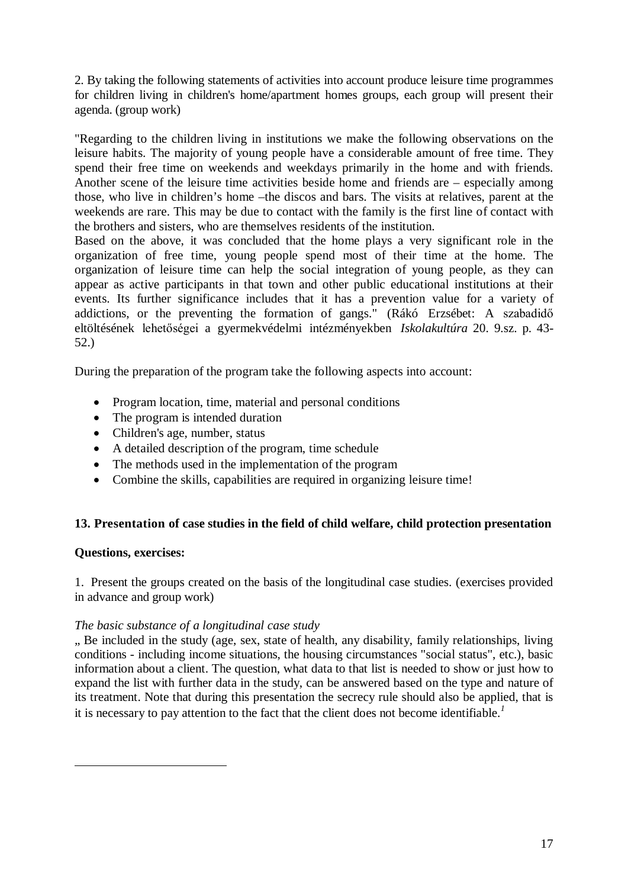2. By taking the following statements of activities into account produce leisure time programmes for children living in children's home/apartment homes groups, each group will present their agenda. (group work)

"Regarding to the children living in institutions we make the following observations on the leisure habits. The majority of young people have a considerable amount of free time. They spend their free time on weekends and weekdays primarily in the home and with friends. Another scene of the leisure time activities beside home and friends are – especially among those, who live in children's home –the discos and bars. The visits at relatives, parent at the weekends are rare. This may be due to contact with the family is the first line of contact with the brothers and sisters, who are themselves residents of the institution.
Based on the above, it was concluded that the home plays a very significant role in the organization of free time, young people spend most of their time at the home. The organization of leisure time can help the social integration of young people, as they can appear as active participants in that town and other public educational institutions at their events. Its further significance includes that it has a prevention value for a variety of addictions, or the preventing the formation of gangs." (Rákó Erzsébet: A szabadidő eltöltésének lehetőségei a gyermekvédelmi intézményekben *Iskolakultúra* 20. 9.sz. p. 43-52.)

During the preparation of the program take the following aspects into account:

- Program location, time, material and personal conditions
- The program is intended duration
- Children's age, number, status
- A detailed description of the program, time schedule
- The methods used in the implementation of the program
- Combine the skills, capabilities are required in organizing leisure time!

**13. Presentation of case studies in the field of child welfare, child protection presentation**

**Questions, exercises:**

1. Present the groups created on the basis of the longitudinal case studies. (exercises provided in advance and group work)

*The basic substance of a longitudinal case study*
„ Be included in the study (age, sex, state of health, any disability, family relationships, living conditions - including income situations, the housing circumstances "social status", etc.), basic information about a client. The question, what data to that list is needed to show or just how to expand the list with further data in the study, can be answered based on the type and nature of its treatment. Note that during this presentation the secrecy rule should also be applied, that is it is necessary to pay attention to the fact that the client does not become identifiable.[1]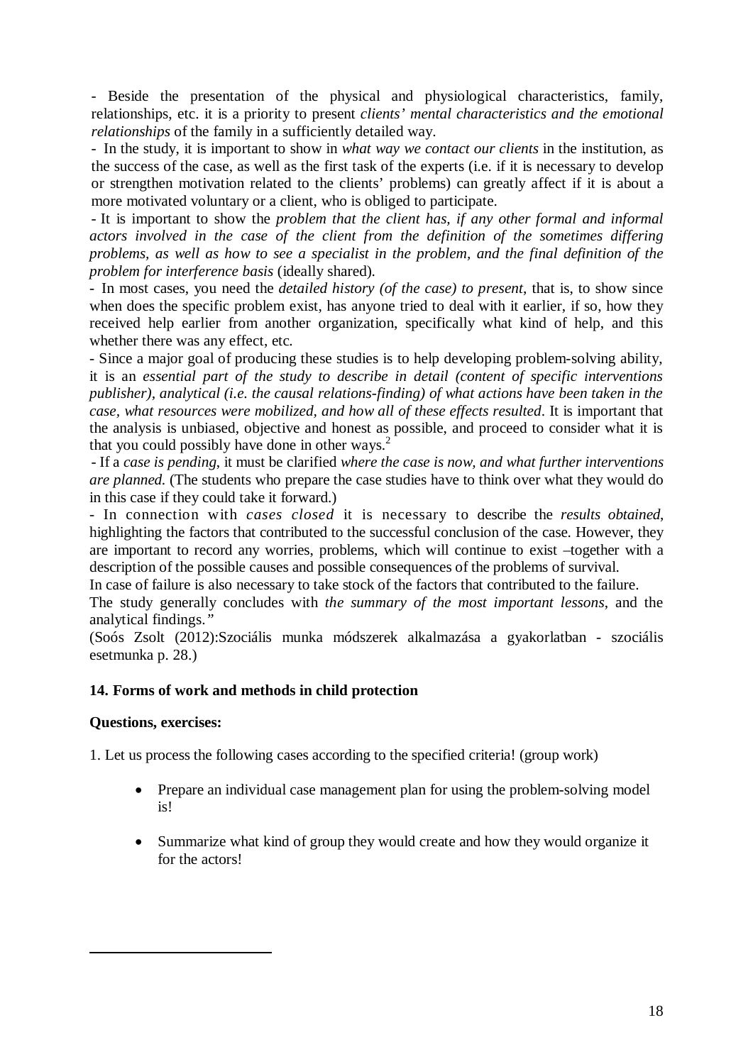- Beside the presentation of the physical and physiological characteristics, family, relationships, etc. it is a priority to present *clients' mental characteristics and the emotional relationships* of the family in a sufficiently detailed way.

- In the study, it is important to show in *what way we contact our clients* in the institution, as the success of the case, as well as the first task of the experts (i.e. if it is necessary to develop or strengthen motivation related to the clients' problems) can greatly affect if it is about a more motivated voluntary or a client, who is obliged to participate.

- It is important to show the *problem that the client has, if any other formal and informal actors involved in the case of the client from the definition of the sometimes differing problems, as well as how to see a specialist in the problem, and the final definition of the problem for interference basis* (ideally shared).

- In most cases, you need the *detailed history (of the case) to present*, that is, to show since when does the specific problem exist, has anyone tried to deal with it earlier, if so, how they received help earlier from another organization, specifically what kind of help, and this whether there was any effect, etc.

- Since a major goal of producing these studies is to help developing problem-solving ability, it is an *essential part of the study to describe in detail (content of specific interventions publisher), analytical (i.e. the causal relations-finding) of what actions have been taken in the case, what resources were mobilized, and how all of these effects resulted*. It is important that the analysis is unbiased, objective and honest as possible, and proceed to consider what it is that you could possibly have done in other ways.[2]

- If a *case is pending*, it must be clarified *where the case is now, and what further interventions are planned.* (The students who prepare the case studies have to think over what they would do in this case if they could take it forward.)

- In connection with *cases closed* it is necessary to describe the *results obtained*, highlighting the factors that contributed to the successful conclusion of the case. However, they are important to record any worries, problems, which will continue to exist –together with a description of the possible causes and possible consequences of the problems of survival.

In case of failure is also necessary to take stock of the factors that contributed to the failure.

The study generally concludes with *the summary of the most important lessons*, and the analytical findings.*"*

(Soós Zsolt (2012):Szociális munka módszerek alkalmazása a gyakorlatban - szociális esetmunka p. 28.)

## 14. Forms of work and methods in child protection

**Questions, exercises:**

1. Let us process the following cases according to the specified criteria! (group work)

- Prepare an individual case management plan for using the problem-solving model is!

- Summarize what kind of group they would create and how they would organize it for the actors!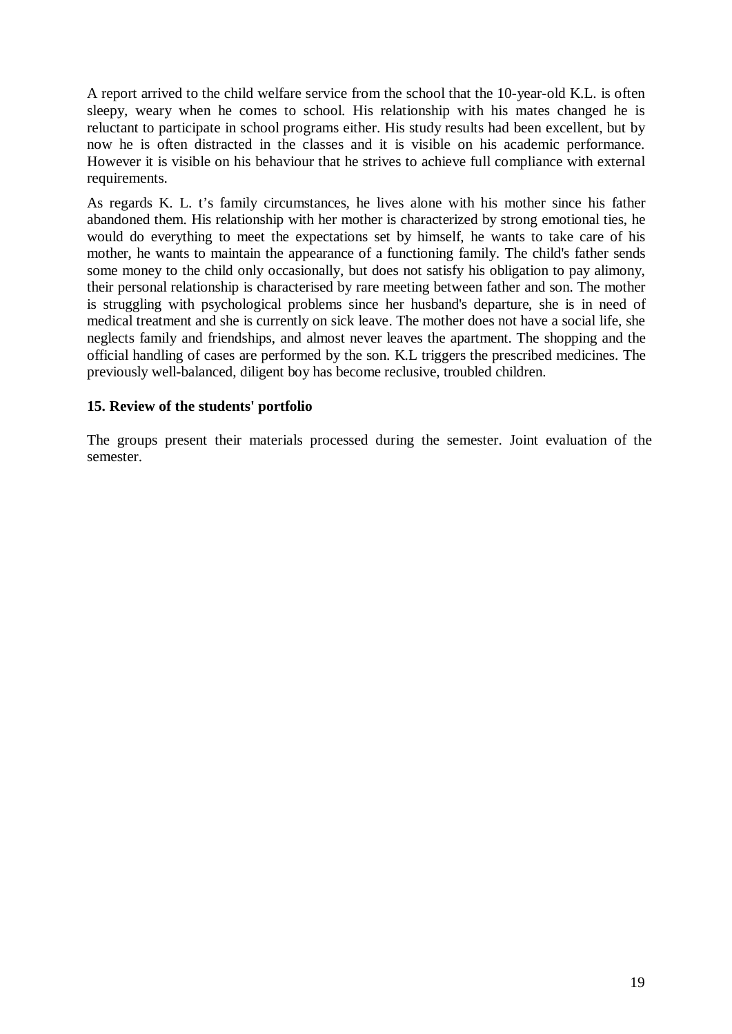A report arrived to the child welfare service from the school that the 10-year-old K.L. is often sleepy, weary when he comes to school. His relationship with his mates changed he is reluctant to participate in school programs either. His study results had been excellent, but by now he is often distracted in the classes and it is visible on his academic performance. However it is visible on his behaviour that he strives to achieve full compliance with external requirements.

As regards K. L. t's family circumstances, he lives alone with his mother since his father abandoned them. His relationship with her mother is characterized by strong emotional ties, he would do everything to meet the expectations set by himself, he wants to take care of his mother, he wants to maintain the appearance of a functioning family. The child's father sends some money to the child only occasionally, but does not satisfy his obligation to pay alimony, their personal relationship is characterised by rare meeting between father and son. The mother is struggling with psychological problems since her husband's departure, she is in need of medical treatment and she is currently on sick leave. The mother does not have a social life, she neglects family and friendships, and almost never leaves the apartment. The shopping and the official handling of cases are performed by the son. K.L triggers the prescribed medicines. The previously well-balanced, diligent boy has become reclusive, troubled children.

**15. Review of the students' portfolio**

The groups present their materials processed during the semester. Joint evaluation of the semester.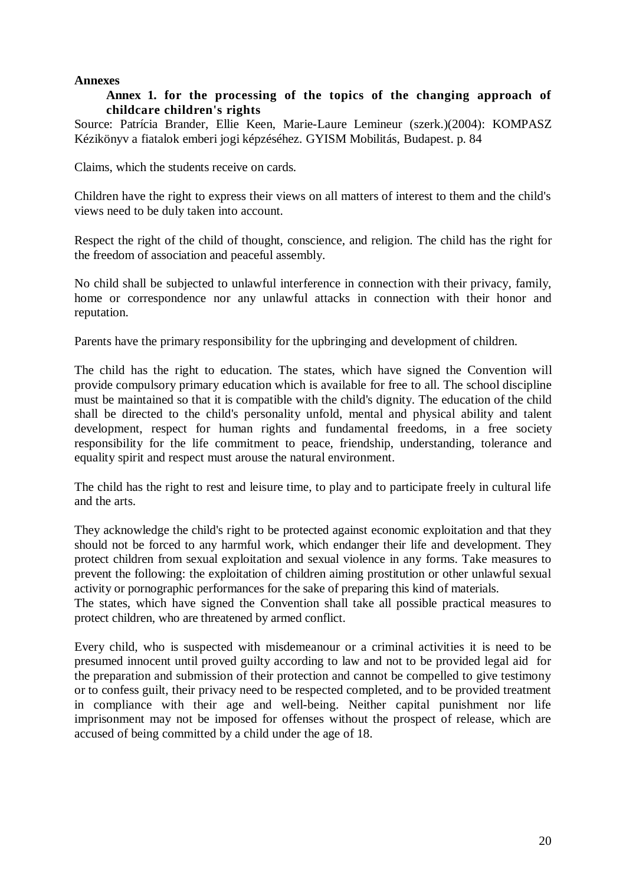**Annexes**

**Annex 1. for the processing of the topics of the changing approach of childcare children's rights**

Source: Patrícia Brander, Ellie Keen, Marie-Laure Lemineur (szerk.)(2004): KOMPASZ Kézikönyv a fiatalok emberi jogi képzéséhez. GYISM Mobilitás, Budapest. p. 84

Claims, which the students receive on cards.

Children have the right to express their views on all matters of interest to them and the child's views need to be duly taken into account.

Respect the right of the child of thought, conscience, and religion. The child has the right for the freedom of association and peaceful assembly.

No child shall be subjected to unlawful interference in connection with their privacy, family, home or correspondence nor any unlawful attacks in connection with their honor and reputation.

Parents have the primary responsibility for the upbringing and development of children.

The child has the right to education. The states, which have signed the Convention will provide compulsory primary education which is available for free to all. The school discipline must be maintained so that it is compatible with the child's dignity. The education of the child shall be directed to the child's personality unfold, mental and physical ability and talent development, respect for human rights and fundamental freedoms, in a free society responsibility for the life commitment to peace, friendship, understanding, tolerance and equality spirit and respect must arouse the natural environment.

The child has the right to rest and leisure time, to play and to participate freely in cultural life and the arts.

They acknowledge the child's right to be protected against economic exploitation and that they should not be forced to any harmful work, which endanger their life and development. They protect children from sexual exploitation and sexual violence in any forms. Take measures to prevent the following: the exploitation of children aiming prostitution or other unlawful sexual activity or pornographic performances for the sake of preparing this kind of materials.
The states, which have signed the Convention shall take all possible practical measures to protect children, who are threatened by armed conflict.

Every child, who is suspected with misdemeanour or a criminal activities it is need to be presumed innocent until proved guilty according to law and not to be provided legal aid for the preparation and submission of their protection and cannot be compelled to give testimony or to confess guilt, their privacy need to be respected completed, and to be provided treatment in compliance with their age and well-being. Neither capital punishment nor life imprisonment may not be imposed for offenses without the prospect of release, which are accused of being committed by a child under the age of 18.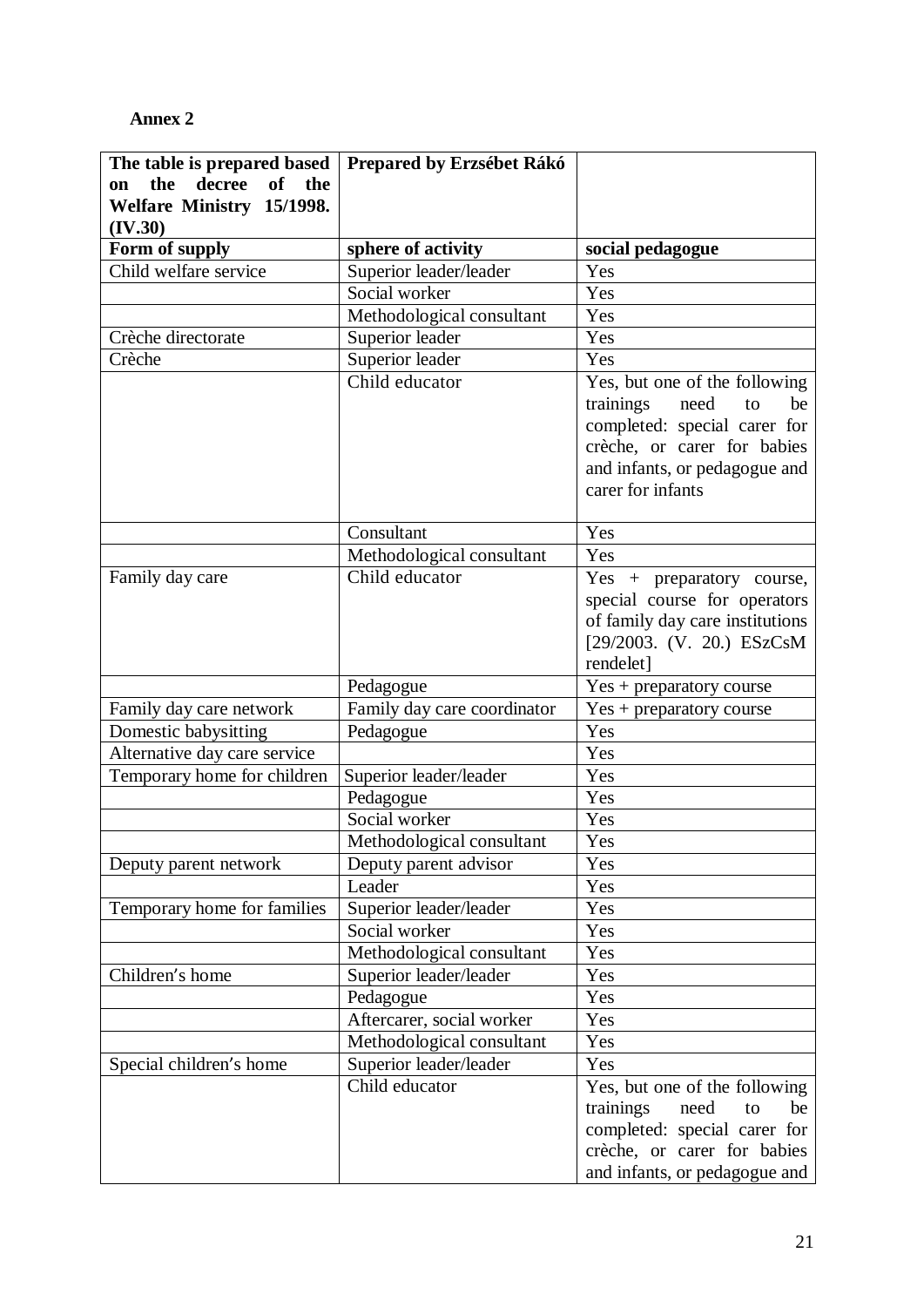**Annex 2**

| **The table is prepared based on the decree of the Welfare Ministry 15/1998. (IV.30)** | **Prepared by Erzsébet Rákó** | |
|---|---|---|
| **Form of supply** | **sphere of activity** | **social pedagogue** |
| Child welfare service | Superior leader/leader | Yes |
| | Social worker | Yes |
| | Methodological consultant | Yes |
| Crèche directorate | Superior leader | Yes |
| Crèche | Superior leader | Yes |
| | Child educator | Yes, but one of the following trainings need to be completed: special carer for crèche, or carer for babies and infants, or pedagogue and carer for infants |
| | Consultant | Yes |
| | Methodological consultant | Yes |
| Family day care | Child educator | Yes + preparatory course, special course for operators of family day care institutions [29/2003. (V. 20.) ESzCsM rendelet] |
| | Pedagogue | Yes + preparatory course |
| Family day care network | Family day care coordinator | Yes + preparatory course |
| Domestic babysitting | Pedagogue | Yes |
| Alternative day care service | | Yes |
| Temporary home for children | Superior leader/leader | Yes |
| | Pedagogue | Yes |
| | Social worker | Yes |
| | Methodological consultant | Yes |
| Deputy parent network | Deputy parent advisor | Yes |
| | Leader | Yes |
| Temporary home for families | Superior leader/leader | Yes |
| | Social worker | Yes |
| | Methodological consultant | Yes |
| Children's home | Superior leader/leader | Yes |
| | Pedagogue | Yes |
| | Aftercarer, social worker | Yes |
| | Methodological consultant | Yes |
| Special children's home | Superior leader/leader | Yes |
| | Child educator | Yes, but one of the following trainings need to be completed: special carer for crèche, or carer for babies and infants, or pedagogue and |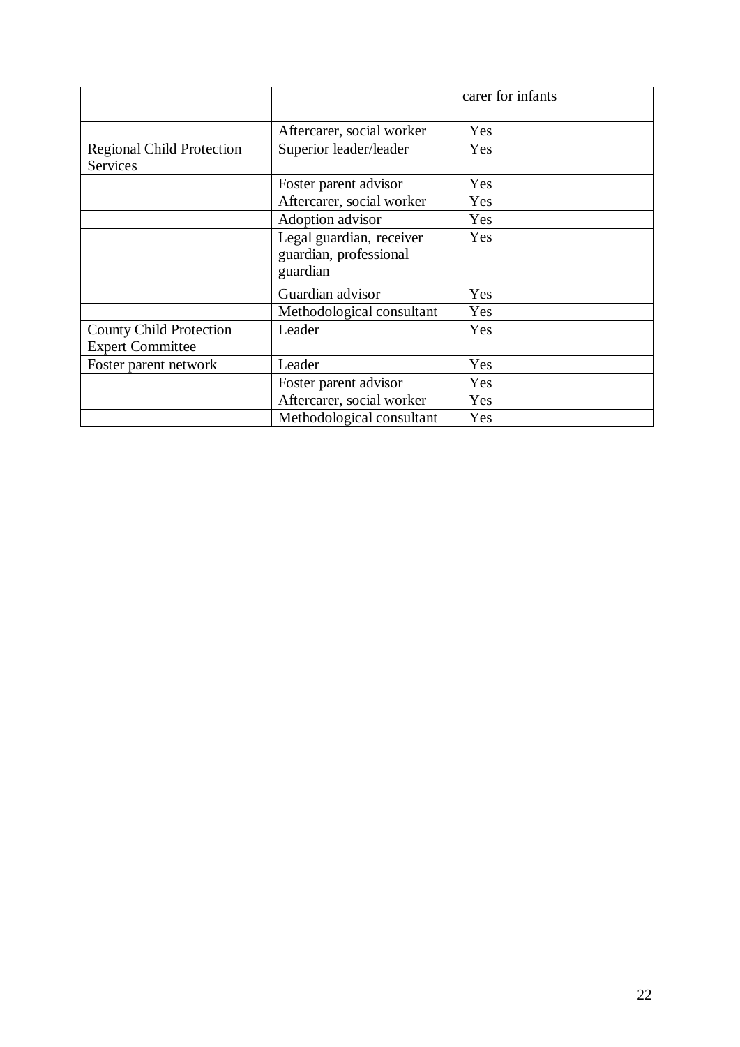| | | |
|---|---|---|
| | | carer for infants |
| | Aftercarer, social worker | Yes |
| Regional Child Protection Services | Superior leader/leader | Yes |
| | Foster parent advisor | Yes |
| | Aftercarer, social worker | Yes |
| | Adoption advisor | Yes |
| | Legal guardian, receiver guardian, professional guardian | Yes |
| | Guardian advisor | Yes |
| | Methodological consultant | Yes |
| County Child Protection Expert Committee | Leader | Yes |
| Foster parent network | Leader | Yes |
| | Foster parent advisor | Yes |
| | Aftercarer, social worker | Yes |
| | Methodological consultant | Yes |